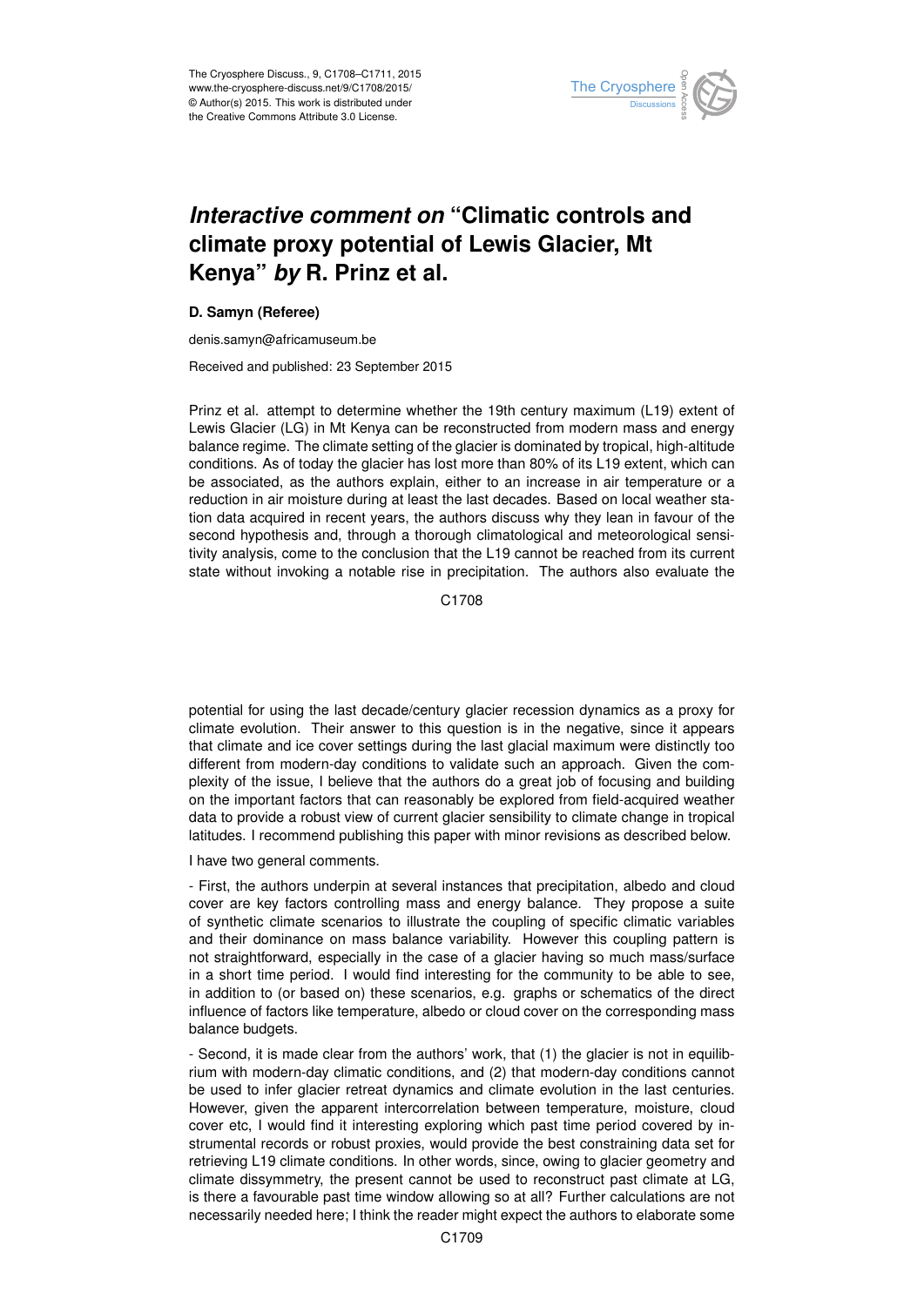# *Interactive comment on* "Climatic controls and climate proxy potential of Lewis Glacier, Mt Kenya" *by* R. Prinz et al.

**D. Samyn (Referee)**

denis.samyn@africamuseum.be

Received and published: 23 September 2015

Prinz et al. attempt to determine whether the 19th century maximum (L19) extent of Lewis Glacier (LG) in Mt Kenya can be reconstructed from modern mass and energy balance regime. The climate setting of the glacier is dominated by tropical, high-altitude conditions. As of today the glacier has lost more than 80% of its L19 extent, which can be associated, as the authors explain, either to an increase in air temperature or a reduction in air moisture during at least the last decades. Based on local weather station data acquired in recent years, the authors discuss why they lean in favour of the second hypothesis and, through a thorough climatological and meteorological sensitivity analysis, come to the conclusion that the L19 cannot be reached from its current state without invoking a notable rise in precipitation. The authors also evaluate the potential for using the last decade/century glacier recession dynamics as a proxy for climate evolution. Their answer to this question is in the negative, since it appears that climate and ice cover settings during the last glacial maximum were distinctly too different from modern-day conditions to validate such an approach. Given the complexity of the issue, I believe that the authors do a great job of focusing and building on the important factors that can reasonably be explored from field-acquired weather data to provide a robust view of current glacier sensibility to climate change in tropical latitudes. I recommend publishing this paper with minor revisions as described below.

I have two general comments.

- First, the authors underpin at several instances that precipitation, albedo and cloud cover are key factors controlling mass and energy balance. They propose a suite of synthetic climate scenarios to illustrate the coupling of specific climatic variables and their dominance on mass balance variability. However this coupling pattern is not straightforward, especially in the case of a glacier having so much mass/surface in a short time period. I would find interesting for the community to be able to see, in addition to (or based on) these scenarios, e.g. graphs or schematics of the direct influence of factors like temperature, albedo or cloud cover on the corresponding mass balance budgets.

- Second, it is made clear from the authors' work, that (1) the glacier is not in equilibrium with modern-day climatic conditions, and (2) that modern-day conditions cannot be used to infer glacier retreat dynamics and climate evolution in the last centuries. However, given the apparent intercorrelation between temperature, moisture, cloud cover etc, I would find it interesting exploring which past time period covered by instrumental records or robust proxies, would provide the best constraining data set for retrieving L19 climate conditions. In other words, since, owing to glacier geometry and climate dissymmetry, the present cannot be used to reconstruct past climate at LG, is there a favourable past time window allowing so at all? Further calculations are not necessarily needed here; I think the reader might expect the authors to elaborate some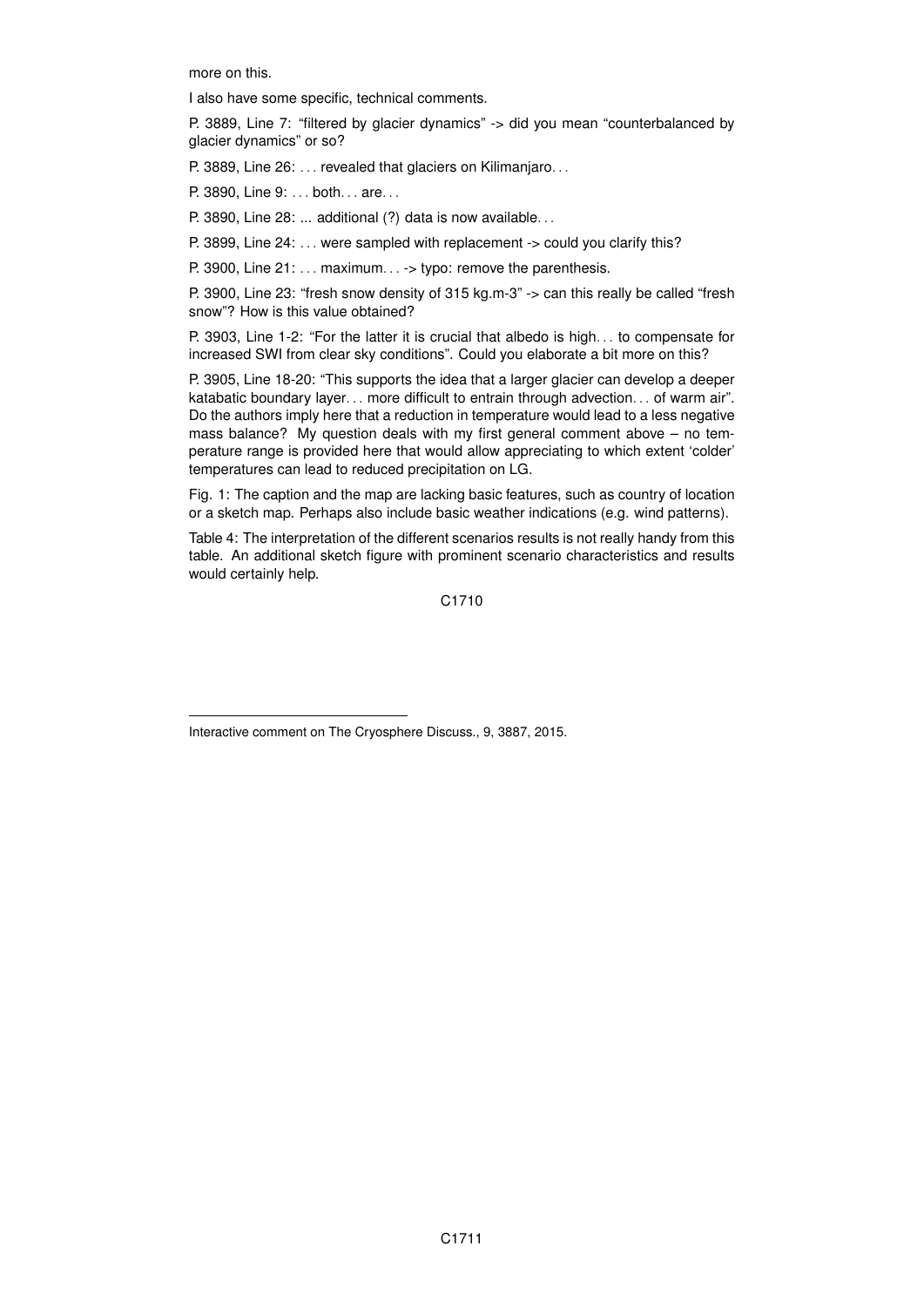more on this.

I also have some specific, technical comments.

P. 3889, Line 7: "filtered by glacier dynamics" -> did you mean "counterbalanced by glacier dynamics" or so?

P. 3889, Line 26: . . . revealed that glaciers on Kilimanjaro. . .

P. 3890, Line 9: . . . both. . . are. . .

P. 3890, Line 28: ... additional (?) data is now available. . .

P. 3899, Line 24: . . . were sampled with replacement -> could you clarify this?

P. 3900, Line 21: . . . maximum. . . -> typo: remove the parenthesis.

P. 3900, Line 23: "fresh snow density of 315 kg.m-3" -> can this really be called "fresh snow"? How is this value obtained?

P. 3903, Line 1-2: "For the latter it is crucial that albedo is high. . . to compensate for increased SWI from clear sky conditions". Could you elaborate a bit more on this?

P. 3905, Line 18-20: "This supports the idea that a larger glacier can develop a deeper katabatic boundary layer. . . more difficult to entrain through advection. . . of warm air". Do the authors imply here that a reduction in temperature would lead to a less negative mass balance? My question deals with my first general comment above – no temperature range is provided here that would allow appreciating to which extent 'colder' temperatures can lead to reduced precipitation on LG.

Fig. 1: The caption and the map are lacking basic features, such as country of location or a sketch map. Perhaps also include basic weather indications (e.g. wind patterns).

Table 4: The interpretation of the different scenarios results is not really handy from this table. An additional sketch figure with prominent scenario characteristics and results would certainly help.

---

Interactive comment on The Cryosphere Discuss., 9, 3887, 2015.